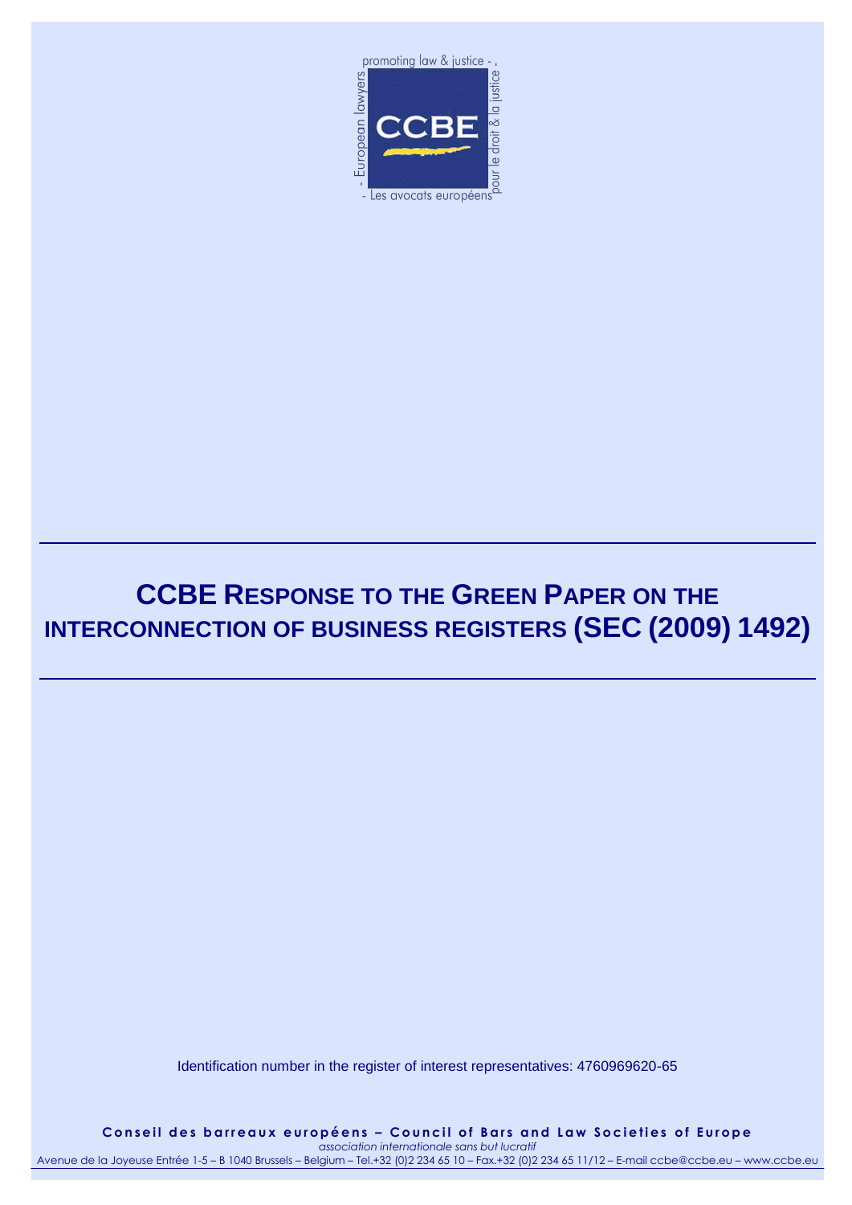promoting law & justice - ,

- European lawyers

**CCBE**

pour le droit & la justice

- Les avocats européens

# CCBE Response to the Green Paper on the interconnection of business registers (SEC (2009) 1492)

Identification number in the register of interest representatives: 4760969620-65

**Conseil des barreaux européens – Council of Bars and Law Societies of Europe**

*association internationale sans but lucratif*

Avenue de la Joyeuse Entrée 1-5 – B 1040 Brussels – Belgium – Tel.+32 (0)2 234 65 10 – Fax.+32 (0)2 234 65 11/12 – E-mail ccbe@ccbe.eu – www.ccbe.eu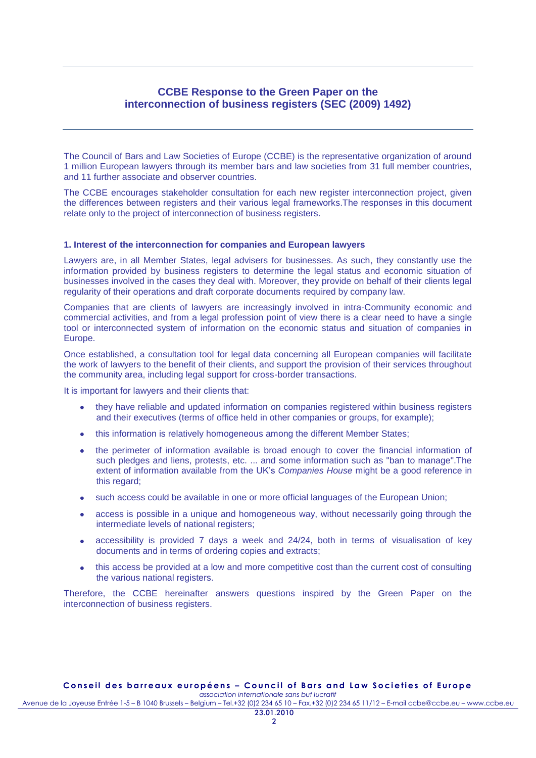## CCBE Response to the Green Paper on the interconnection of business registers (SEC (2009) 1492)

The Council of Bars and Law Societies of Europe (CCBE) is the representative organization of around 1 million European lawyers through its member bars and law societies from 31 full member countries, and 11 further associate and observer countries.

The CCBE encourages stakeholder consultation for each new register interconnection project, given the differences between registers and their various legal frameworks.The responses in this document relate only to the project of interconnection of business registers.

### 1. Interest of the interconnection for companies and European lawyers

Lawyers are, in all Member States, legal advisers for businesses. As such, they constantly use the information provided by business registers to determine the legal status and economic situation of businesses involved in the cases they deal with. Moreover, they provide on behalf of their clients legal regularity of their operations and draft corporate documents required by company law.

Companies that are clients of lawyers are increasingly involved in intra-Community economic and commercial activities, and from a legal profession point of view there is a clear need to have a single tool or interconnected system of information on the economic status and situation of companies in Europe.

Once established, a consultation tool for legal data concerning all European companies will facilitate the work of lawyers to the benefit of their clients, and support the provision of their services throughout the community area, including legal support for cross-border transactions.

It is important for lawyers and their clients that:

- they have reliable and updated information on companies registered within business registers and their executives (terms of office held in other companies or groups, for example);
- this information is relatively homogeneous among the different Member States;
- the perimeter of information available is broad enough to cover the financial information of such pledges and liens, protests, etc. ... and some information such as "ban to manage".The extent of information available from the UK's *Companies House* might be a good reference in this regard;
- such access could be available in one or more official languages of the European Union;
- access is possible in a unique and homogeneous way, without necessarily going through the intermediate levels of national registers;
- accessibility is provided 7 days a week and 24/24, both in terms of visualisation of key documents and in terms of ordering copies and extracts;
- this access be provided at a low and more competitive cost than the current cost of consulting the various national registers.

Therefore, the CCBE hereinafter answers questions inspired by the Green Paper on the interconnection of business registers.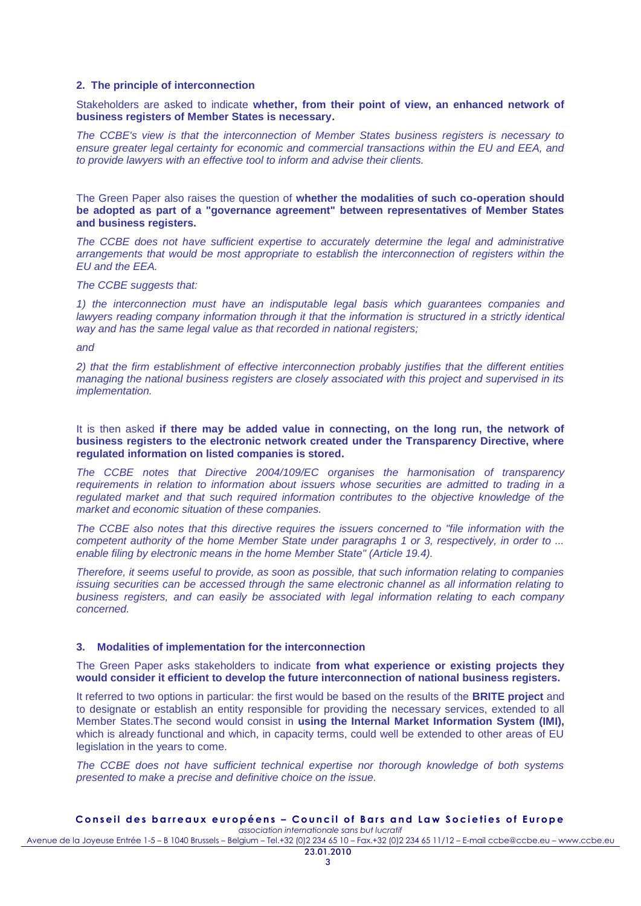## 2. The principle of interconnection

Stakeholders are asked to indicate **whether, from their point of view, an enhanced network of business registers of Member States is necessary.**

*The CCBE's view is that the interconnection of Member States business registers is necessary to ensure greater legal certainty for economic and commercial transactions within the EU and EEA, and to provide lawyers with an effective tool to inform and advise their clients.*

The Green Paper also raises the question of **whether the modalities of such co-operation should be adopted as part of a "governance agreement" between representatives of Member States and business registers.**

*The CCBE does not have sufficient expertise to accurately determine the legal and administrative arrangements that would be most appropriate to establish the interconnection of registers within the EU and the EEA.*

*The CCBE suggests that:*

*1) the interconnection must have an indisputable legal basis which guarantees companies and lawyers reading company information through it that the information is structured in a strictly identical way and has the same legal value as that recorded in national registers;*

*and*

*2) that the firm establishment of effective interconnection probably justifies that the different entities managing the national business registers are closely associated with this project and supervised in its implementation.*

It is then asked **if there may be added value in connecting, on the long run, the network of business registers to the electronic network created under the Transparency Directive, where regulated information on listed companies is stored.**

*The CCBE notes that Directive 2004/109/EC organises the harmonisation of transparency requirements in relation to information about issuers whose securities are admitted to trading in a regulated market and that such required information contributes to the objective knowledge of the market and economic situation of these companies.*

*The CCBE also notes that this directive requires the issuers concerned to "file information with the competent authority of the home Member State under paragraphs 1 or 3, respectively, in order to ... enable filing by electronic means in the home Member State" (Article 19.4).*

*Therefore, it seems useful to provide, as soon as possible, that such information relating to companies issuing securities can be accessed through the same electronic channel as all information relating to business registers, and can easily be associated with legal information relating to each company concerned.*

## 3. Modalities of implementation for the interconnection

The Green Paper asks stakeholders to indicate **from what experience or existing projects they would consider it efficient to develop the future interconnection of national business registers.**

It referred to two options in particular: the first would be based on the results of the **BRITE project** and to designate or establish an entity responsible for providing the necessary services, extended to all Member States.The second would consist in **using the Internal Market Information System (IMI),** which is already functional and which, in capacity terms, could well be extended to other areas of EU legislation in the years to come.

*The CCBE does not have sufficient technical expertise nor thorough knowledge of both systems presented to make a precise and definitive choice on the issue.*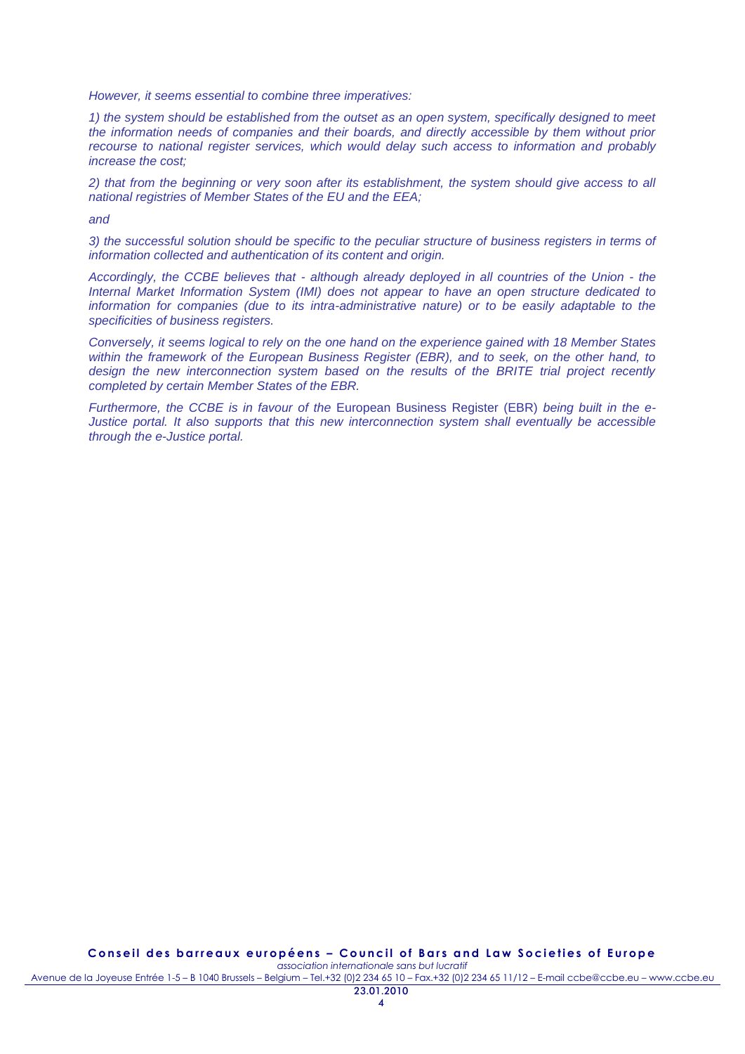*However, it seems essential to combine three imperatives:*

*1) the system should be established from the outset as an open system, specifically designed to meet the information needs of companies and their boards, and directly accessible by them without prior recourse to national register services, which would delay such access to information and probably increase the cost;*

*2) that from the beginning or very soon after its establishment, the system should give access to all national registries of Member States of the EU and the EEA;*

*and*

*3) the successful solution should be specific to the peculiar structure of business registers in terms of information collected and authentication of its content and origin.*

*Accordingly, the CCBE believes that - although already deployed in all countries of the Union - the Internal Market Information System (IMI) does not appear to have an open structure dedicated to information for companies (due to its intra-administrative nature) or to be easily adaptable to the specificities of business registers.*

*Conversely, it seems logical to rely on the one hand on the experience gained with 18 Member States within the framework of the European Business Register (EBR), and to seek, on the other hand, to design the new interconnection system based on the results of the BRITE trial project recently completed by certain Member States of the EBR.*

*Furthermore, the CCBE is in favour of the* European Business Register (EBR) *being built in the e-Justice portal. It also supports that this new interconnection system shall eventually be accessible through the e-Justice portal.*